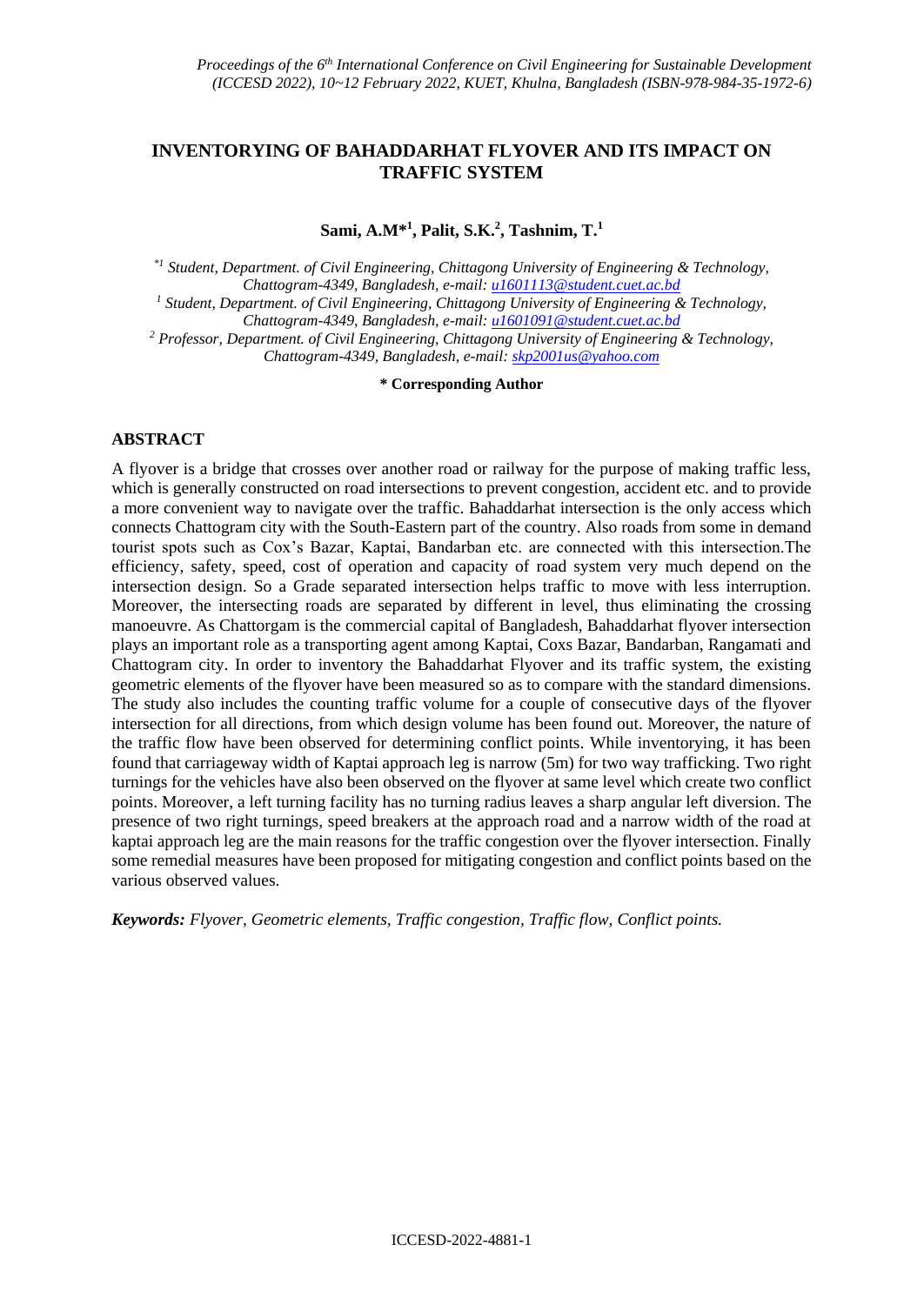# INVENTORYING OF BAHADDARHAT FLYOVER AND ITS IMPACT ON TRAFFIC SYSTEM

**Sami, A.M*[1], Palit, S.K.[2], Tashnim, T.[1]**

*[*1] Student, Department. of Civil Engineering, Chittagong University of Engineering & Technology, Chattogram-4349, Bangladesh, e-mail: u1601113@student.cuet.ac.bd*

*[1] Student, Department. of Civil Engineering, Chittagong University of Engineering & Technology, Chattogram-4349, Bangladesh, e-mail: u1601091@student.cuet.ac.bd*

*[2] Professor, Department. of Civil Engineering, Chittagong University of Engineering & Technology, Chattogram-4349, Bangladesh, e-mail: skp2001us@yahoo.com*

**\* Corresponding Author**

## ABSTRACT

A flyover is a bridge that crosses over another road or railway for the purpose of making traffic less, which is generally constructed on road intersections to prevent congestion, accident etc. and to provide a more convenient way to navigate over the traffic. Bahaddarhat intersection is the only access which connects Chattogram city with the South-Eastern part of the country. Also roads from some in demand tourist spots such as Cox's Bazar, Kaptai, Bandarban etc. are connected with this intersection.The efficiency, safety, speed, cost of operation and capacity of road system very much depend on the intersection design. So a Grade separated intersection helps traffic to move with less interruption. Moreover, the intersecting roads are separated by different in level, thus eliminating the crossing manoeuvre. As Chattorgam is the commercial capital of Bangladesh, Bahaddarhat flyover intersection plays an important role as a transporting agent among Kaptai, Coxs Bazar, Bandarban, Rangamati and Chattogram city. In order to inventory the Bahaddarhat Flyover and its traffic system, the existing geometric elements of the flyover have been measured so as to compare with the standard dimensions. The study also includes the counting traffic volume for a couple of consecutive days of the flyover intersection for all directions, from which design volume has been found out. Moreover, the nature of the traffic flow have been observed for determining conflict points. While inventorying, it has been found that carriageway width of Kaptai approach leg is narrow (5m) for two way trafficking. Two right turnings for the vehicles have also been observed on the flyover at same level which create two conflict points. Moreover, a left turning facility has no turning radius leaves a sharp angular left diversion. The presence of two right turnings, speed breakers at the approach road and a narrow width of the road at kaptai approach leg are the main reasons for the traffic congestion over the flyover intersection. Finally some remedial measures have been proposed for mitigating congestion and conflict points based on the various observed values.

***Keywords:*** *Flyover, Geometric elements, Traffic congestion, Traffic flow, Conflict points.*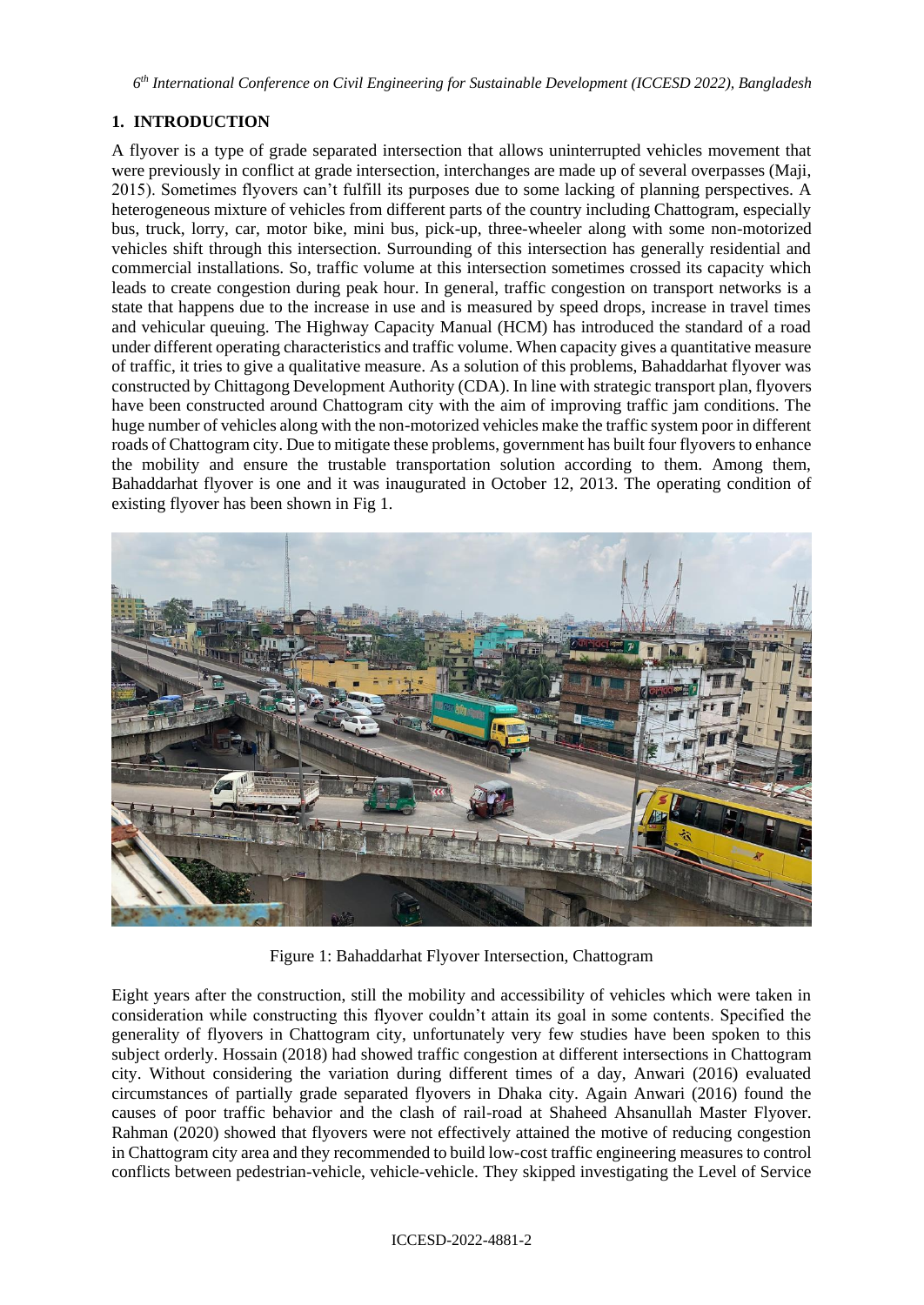## 1. INTRODUCTION

A flyover is a type of grade separated intersection that allows uninterrupted vehicles movement that were previously in conflict at grade intersection, interchanges are made up of several overpasses (Maji, 2015). Sometimes flyovers can't fulfill its purposes due to some lacking of planning perspectives. A heterogeneous mixture of vehicles from different parts of the country including Chattogram, especially bus, truck, lorry, car, motor bike, mini bus, pick-up, three-wheeler along with some non-motorized vehicles shift through this intersection. Surrounding of this intersection has generally residential and commercial installations. So, traffic volume at this intersection sometimes crossed its capacity which leads to create congestion during peak hour. In general, traffic congestion on transport networks is a state that happens due to the increase in use and is measured by speed drops, increase in travel times and vehicular queuing. The Highway Capacity Manual (HCM) has introduced the standard of a road under different operating characteristics and traffic volume. When capacity gives a quantitative measure of traffic, it tries to give a qualitative measure. As a solution of this problems, Bahaddarhat flyover was constructed by Chittagong Development Authority (CDA). In line with strategic transport plan, flyovers have been constructed around Chattogram city with the aim of improving traffic jam conditions. The huge number of vehicles along with the non-motorized vehicles make the traffic system poor in different roads of Chattogram city. Due to mitigate these problems, government has built four flyovers to enhance the mobility and ensure the trustable transportation solution according to them. Among them, Bahaddarhat flyover is one and it was inaugurated in October 12, 2013. The operating condition of existing flyover has been shown in Fig 1.

Figure 1: Bahaddarhat Flyover Intersection, Chattogram

Eight years after the construction, still the mobility and accessibility of vehicles which were taken in consideration while constructing this flyover couldn't attain its goal in some contents. Specified the generality of flyovers in Chattogram city, unfortunately very few studies have been spoken to this subject orderly. Hossain (2018) had showed traffic congestion at different intersections in Chattogram city. Without considering the variation during different times of a day, Anwari (2016) evaluated circumstances of partially grade separated flyovers in Dhaka city. Again Anwari (2016) found the causes of poor traffic behavior and the clash of rail-road at Shaheed Ahsanullah Master Flyover. Rahman (2020) showed that flyovers were not effectively attained the motive of reducing congestion in Chattogram city area and they recommended to build low-cost traffic engineering measures to control conflicts between pedestrian-vehicle, vehicle-vehicle. They skipped investigating the Level of Service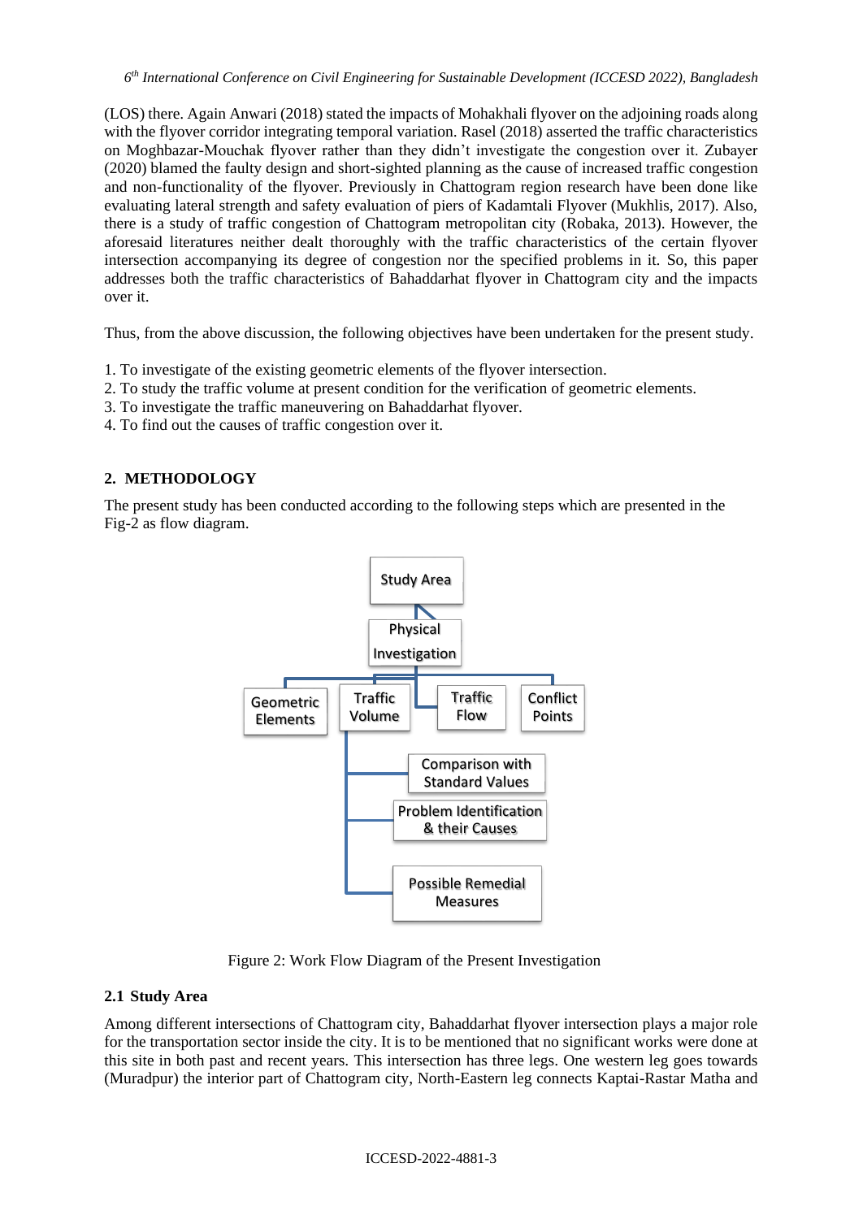(LOS) there. Again Anwari (2018) stated the impacts of Mohakhali flyover on the adjoining roads along with the flyover corridor integrating temporal variation. Rasel (2018) asserted the traffic characteristics on Moghbazar-Mouchak flyover rather than they didn't investigate the congestion over it. Zubayer (2020) blamed the faulty design and short-sighted planning as the cause of increased traffic congestion and non-functionality of the flyover. Previously in Chattogram region research have been done like evaluating lateral strength and safety evaluation of piers of Kadamtali Flyover (Mukhlis, 2017). Also, there is a study of traffic congestion of Chattogram metropolitan city (Robaka, 2013). However, the aforesaid literatures neither dealt thoroughly with the traffic characteristics of the certain flyover intersection accompanying its degree of congestion nor the specified problems in it. So, this paper addresses both the traffic characteristics of Bahaddarhat flyover in Chattogram city and the impacts over it.

Thus, from the above discussion, the following objectives have been undertaken for the present study.

1. To investigate of the existing geometric elements of the flyover intersection.
2. To study the traffic volume at present condition for the verification of geometric elements.
3. To investigate the traffic maneuvering on Bahaddarhat flyover.
4. To find out the causes of traffic congestion over it.

## 2. METHODOLOGY

The present study has been conducted according to the following steps which are presented in the Fig-2 as flow diagram.

Study Area → Physical Investigation → Geometric Elements, Traffic Volume, Traffic Flow, Conflict Points → Comparison with Standard Values → Problem Identification & their Causes → Possible Remedial Measures

Figure 2: Work Flow Diagram of the Present Investigation

### 2.1 Study Area

Among different intersections of Chattogram city, Bahaddarhat flyover intersection plays a major role for the transportation sector inside the city. It is to be mentioned that no significant works were done at this site in both past and recent years. This intersection has three legs. One western leg goes towards (Muradpur) the interior part of Chattogram city, North-Eastern leg connects Kaptai-Rastar Matha and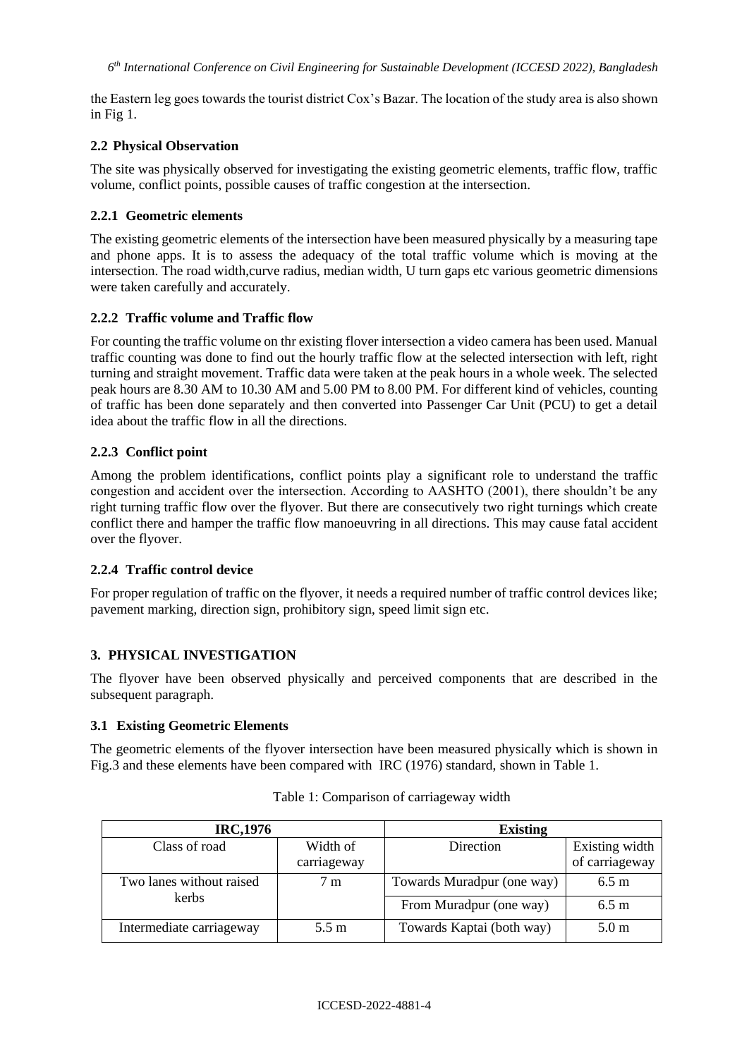the Eastern leg goes towards the tourist district Cox's Bazar. The location of the study area is also shown in Fig 1.

### 2.2 Physical Observation

The site was physically observed for investigating the existing geometric elements, traffic flow, traffic volume, conflict points, possible causes of traffic congestion at the intersection.

#### 2.2.1 Geometric elements

The existing geometric elements of the intersection have been measured physically by a measuring tape and phone apps. It is to assess the adequacy of the total traffic volume which is moving at the intersection. The road width,curve radius, median width, U turn gaps etc various geometric dimensions were taken carefully and accurately.

#### 2.2.2 Traffic volume and Traffic flow

For counting the traffic volume on thr existing flover intersection a video camera has been used. Manual traffic counting was done to find out the hourly traffic flow at the selected intersection with left, right turning and straight movement. Traffic data were taken at the peak hours in a whole week. The selected peak hours are 8.30 AM to 10.30 AM and 5.00 PM to 8.00 PM. For different kind of vehicles, counting of traffic has been done separately and then converted into Passenger Car Unit (PCU) to get a detail idea about the traffic flow in all the directions.

#### 2.2.3 Conflict point

Among the problem identifications, conflict points play a significant role to understand the traffic congestion and accident over the intersection. According to AASHTO (2001), there shouldn't be any right turning traffic flow over the flyover. But there are consecutively two right turnings which create conflict there and hamper the traffic flow manoeuvring in all directions. This may cause fatal accident over the flyover.

#### 2.2.4 Traffic control device

For proper regulation of traffic on the flyover, it needs a required number of traffic control devices like; pavement marking, direction sign, prohibitory sign, speed limit sign etc.

## 3. PHYSICAL INVESTIGATION

The flyover have been observed physically and perceived components that are described in the subsequent paragraph.

### 3.1 Existing Geometric Elements

The geometric elements of the flyover intersection have been measured physically which is shown in Fig.3 and these elements have been compared with IRC (1976) standard, shown in Table 1.

Table 1: Comparison of carriageway width

| **IRC,1976** | | **Existing** | |
|---|---|---|---|
| Class of road | Width of carriageway | Direction | Existing width of carriageway |
| Two lanes without raised kerbs | 7 m | Towards Muradpur (one way) | 6.5 m |
| | | From Muradpur (one way) | 6.5 m |
| Intermediate carriageway | 5.5 m | Towards Kaptai (both way) | 5.0 m |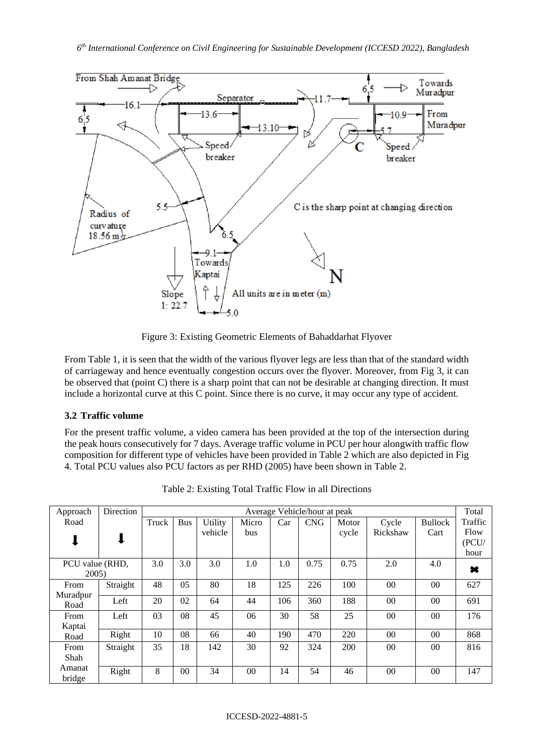Figure 3: Existing Geometric Elements of Bahaddarhat Flyover

From Table 1, it is seen that the width of the various flyover legs are less than that of the standard width of carriageway and hence eventually congestion occurs over the flyover. Moreover, from Fig 3, it can be observed that (point C) there is a sharp point that can not be desirable at changing direction. It must include a horizontal curve at this C point. Since there is no curve, it may occur any type of accident.

### 3.2 Traffic volume

For the present traffic volume, a video camera has been provided at the top of the intersection during the peak hours consecutively for 7 days. Average traffic volume in PCU per hour alongwith traffic flow composition for different type of vehicles have been provided in Table 2 which are also depicted in Fig 4. Total PCU values also PCU factors as per RHD (2005) have been shown in Table 2.

Table 2: Existing Total Traffic Flow in all Directions

| Approach Road ⬇ | Direction ⬇ | Average Vehicle/hour at peak | | | | | | | | | Total Traffic Flow (PCU/ hour |
|---|---|---|---|---|---|---|---|---|---|---|---|
| | | Truck | Bus | Utility vehicle | Micro bus | Car | CNG | Motor cycle | Cycle Rickshaw | Bullock Cart | |
| PCU value (RHD, 2005) | | 3.0 | 3.0 | 3.0 | 1.0 | 1.0 | 0.75 | 0.75 | 2.0 | 4.0 | ✖ |
| From Muradpur Road | Straight | 48 | 05 | 80 | 18 | 125 | 226 | 100 | 00 | 00 | 627 |
| | Left | 20 | 02 | 64 | 44 | 106 | 360 | 188 | 00 | 00 | 691 |
| From Kaptai Road | Left | 03 | 08 | 45 | 06 | 30 | 58 | 25 | 00 | 00 | 176 |
| | Right | 10 | 08 | 66 | 40 | 190 | 470 | 220 | 00 | 00 | 868 |
| From Shah Amanat bridge | Straight | 35 | 18 | 142 | 30 | 92 | 324 | 200 | 00 | 00 | 816 |
| | Right | 8 | 00 | 34 | 00 | 14 | 54 | 46 | 00 | 00 | 147 |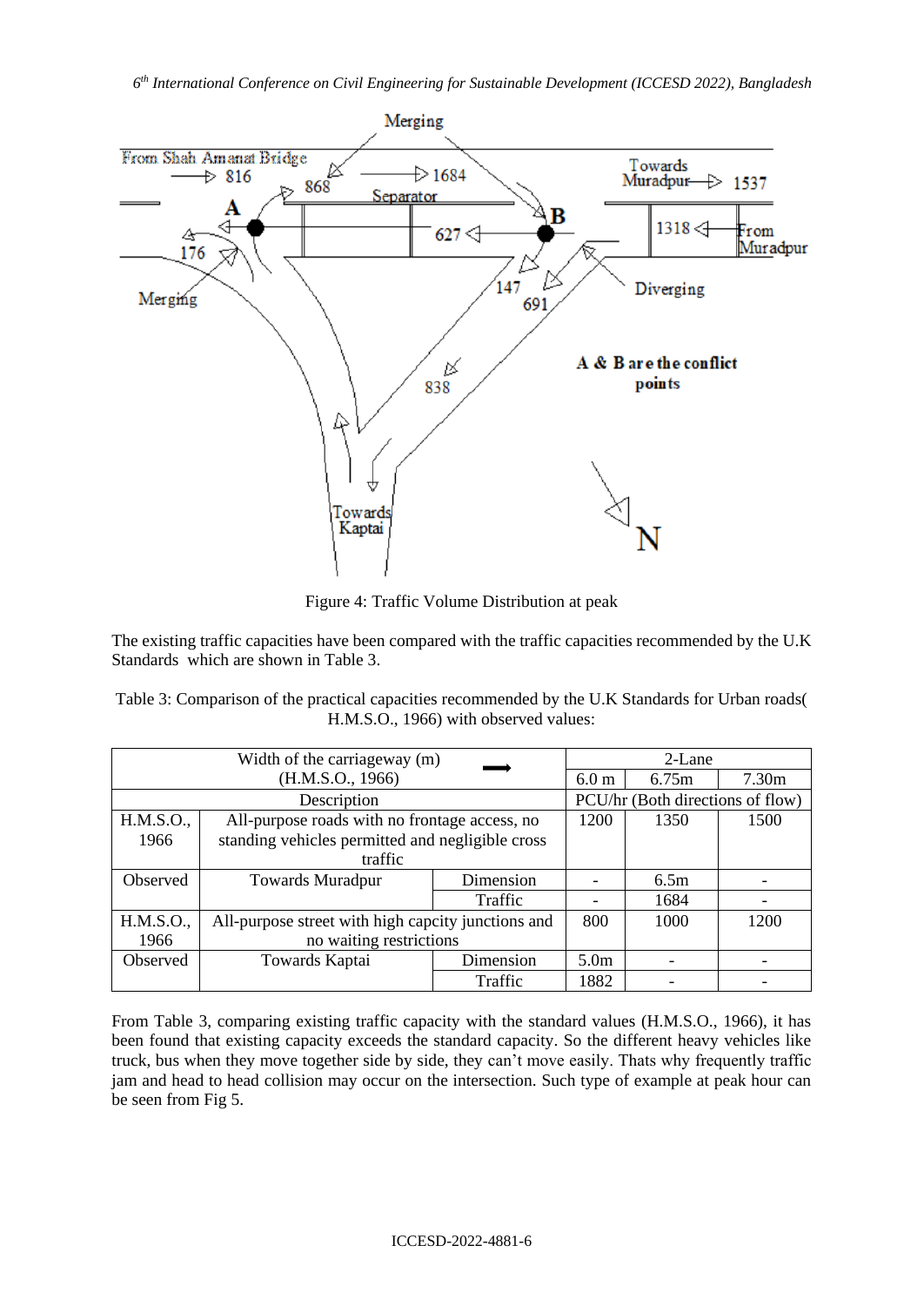Figure 4: Traffic Volume Distribution at peak

The existing traffic capacities have been compared with the traffic capacities recommended by the U.K Standards which are shown in Table 3.

Table 3: Comparison of the practical capacities recommended by the U.K Standards for Urban roads( H.M.S.O., 1966) with observed values:

| Width of the carriageway (m) (H.M.S.O., 1966) → | | | 2-Lane | | |
|---|---|---|---|---|---|
| | | | 6.0 m | 6.75m | 7.30m |
| Description | | | PCU/hr (Both directions of flow) | | |
| H.M.S.O., 1966 | All-purpose roads with no frontage access, no standing vehicles permitted and negligible cross traffic | | 1200 | 1350 | 1500 |
| Observed | Towards Muradpur | Dimension | - | 6.5m | - |
| | | Traffic | - | 1684 | - |
| H.M.S.O., 1966 | All-purpose street with high capcity junctions and no waiting restrictions | | 800 | 1000 | 1200 |
| Observed | Towards Kaptai | Dimension | 5.0m | - | - |
| | | Traffic | 1882 | - | - |

From Table 3, comparing existing traffic capacity with the standard values (H.M.S.O., 1966), it has been found that existing capacity exceeds the standard capacity. So the different heavy vehicles like truck, bus when they move together side by side, they can't move easily. Thats why frequently traffic jam and head to head collision may occur on the intersection. Such type of example at peak hour can be seen from Fig 5.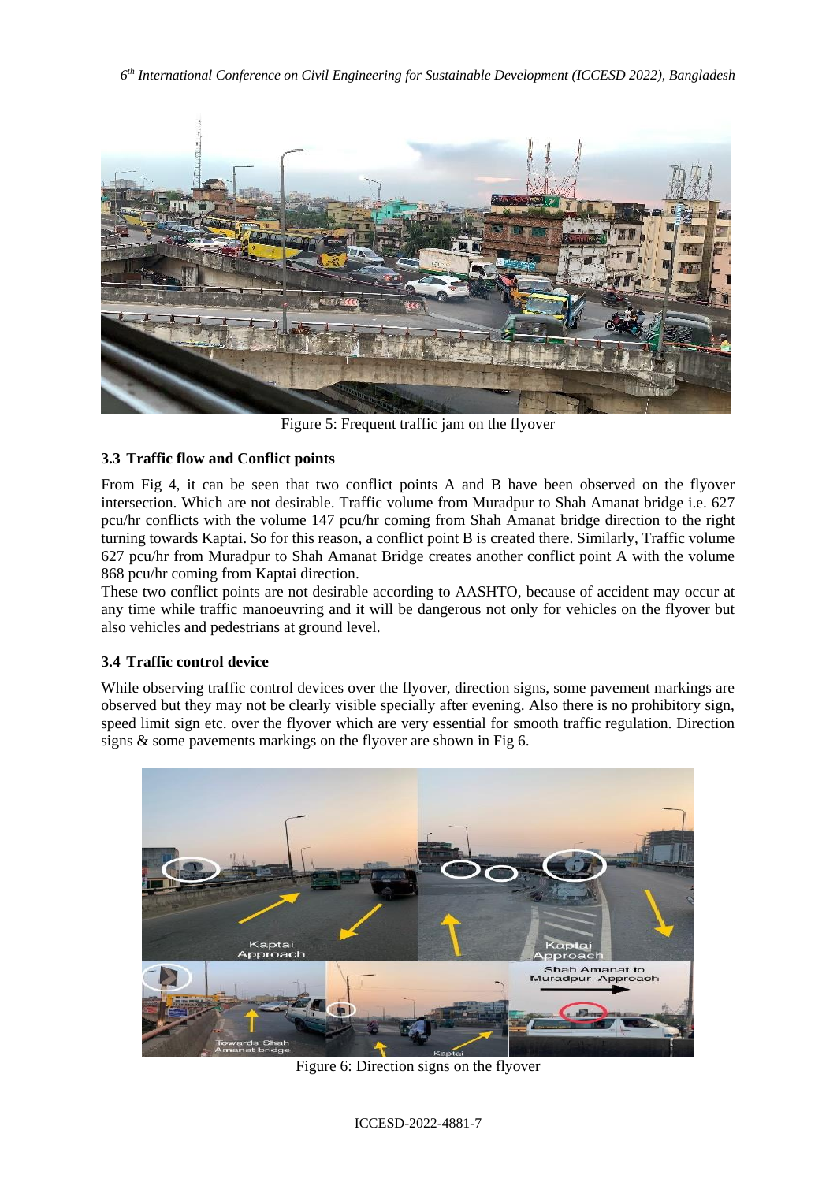Figure 5: Frequent traffic jam on the flyover

### 3.3 Traffic flow and Conflict points

From Fig 4, it can be seen that two conflict points A and B have been observed on the flyover intersection. Which are not desirable. Traffic volume from Muradpur to Shah Amanat bridge i.e. 627 pcu/hr conflicts with the volume 147 pcu/hr coming from Shah Amanat bridge direction to the right turning towards Kaptai. So for this reason, a conflict point B is created there. Similarly, Traffic volume 627 pcu/hr from Muradpur to Shah Amanat Bridge creates another conflict point A with the volume 868 pcu/hr coming from Kaptai direction.

These two conflict points are not desirable according to AASHTO, because of accident may occur at any time while traffic manoeuvring and it will be dangerous not only for vehicles on the flyover but also vehicles and pedestrians at ground level.

### 3.4 Traffic control device

While observing traffic control devices over the flyover, direction signs, some pavement markings are observed but they may not be clearly visible specially after evening. Also there is no prohibitory sign, speed limit sign etc. over the flyover which are very essential for smooth traffic regulation. Direction signs & some pavements markings on the flyover are shown in Fig 6.

Figure 6: Direction signs on the flyover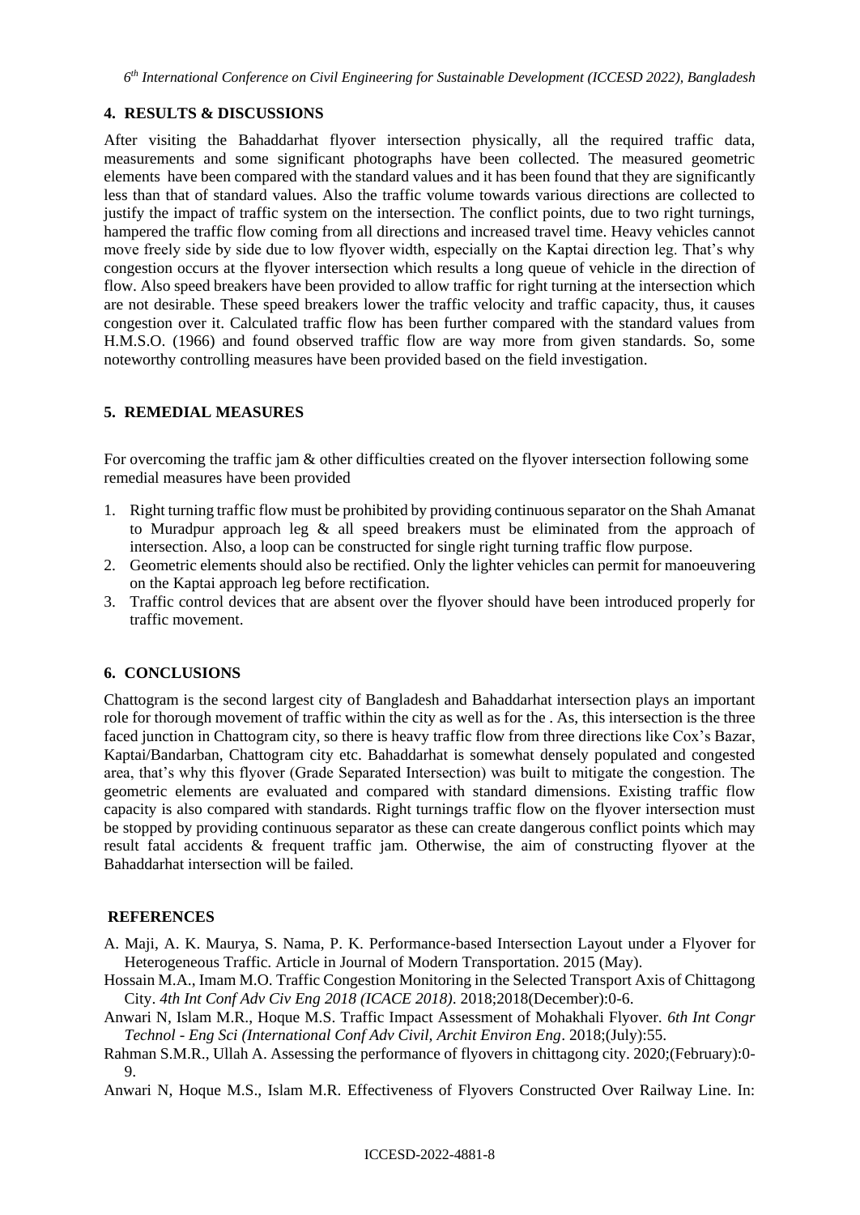## 4. RESULTS & DISCUSSIONS

After visiting the Bahaddarhat flyover intersection physically, all the required traffic data, measurements and some significant photographs have been collected. The measured geometric elements have been compared with the standard values and it has been found that they are significantly less than that of standard values. Also the traffic volume towards various directions are collected to justify the impact of traffic system on the intersection. The conflict points, due to two right turnings, hampered the traffic flow coming from all directions and increased travel time. Heavy vehicles cannot move freely side by side due to low flyover width, especially on the Kaptai direction leg. That's why congestion occurs at the flyover intersection which results a long queue of vehicle in the direction of flow. Also speed breakers have been provided to allow traffic for right turning at the intersection which are not desirable. These speed breakers lower the traffic velocity and traffic capacity, thus, it causes congestion over it. Calculated traffic flow has been further compared with the standard values from H.M.S.O. (1966) and found observed traffic flow are way more from given standards. So, some noteworthy controlling measures have been provided based on the field investigation.

## 5. REMEDIAL MEASURES

For overcoming the traffic jam & other difficulties created on the flyover intersection following some remedial measures have been provided

1. Right turning traffic flow must be prohibited by providing continuous separator on the Shah Amanat to Muradpur approach leg & all speed breakers must be eliminated from the approach of intersection. Also, a loop can be constructed for single right turning traffic flow purpose.
2. Geometric elements should also be rectified. Only the lighter vehicles can permit for manoeuvering on the Kaptai approach leg before rectification.
3. Traffic control devices that are absent over the flyover should have been introduced properly for traffic movement.

## 6. CONCLUSIONS

Chattogram is the second largest city of Bangladesh and Bahaddarhat intersection plays an important role for thorough movement of traffic within the city as well as for the . As, this intersection is the three faced junction in Chattogram city, so there is heavy traffic flow from three directions like Cox's Bazar, Kaptai/Bandarban, Chattogram city etc. Bahaddarhat is somewhat densely populated and congested area, that's why this flyover (Grade Separated Intersection) was built to mitigate the congestion. The geometric elements are evaluated and compared with standard dimensions. Existing traffic flow capacity is also compared with standards. Right turnings traffic flow on the flyover intersection must be stopped by providing continuous separator as these can create dangerous conflict points which may result fatal accidents & frequent traffic jam. Otherwise, the aim of constructing flyover at the Bahaddarhat intersection will be failed.

## REFERENCES

A. Maji, A. K. Maurya, S. Nama, P. K. Performance-based Intersection Layout under a Flyover for Heterogeneous Traffic. Article in Journal of Modern Transportation. 2015 (May).

Hossain M.A., Imam M.O. Traffic Congestion Monitoring in the Selected Transport Axis of Chittagong City. *4th Int Conf Adv Civ Eng 2018 (ICACE 2018)*. 2018;2018(December):0-6.

Anwari N, Islam M.R., Hoque M.S. Traffic Impact Assessment of Mohakhali Flyover. *6th Int Congr Technol - Eng Sci (International Conf Adv Civil, Archit Environ Eng*. 2018;(July):55.

Rahman S.M.R., Ullah A. Assessing the performance of flyovers in chittagong city. 2020;(February):0-9.

Anwari N, Hoque M.S., Islam M.R. Effectiveness of Flyovers Constructed Over Railway Line. In: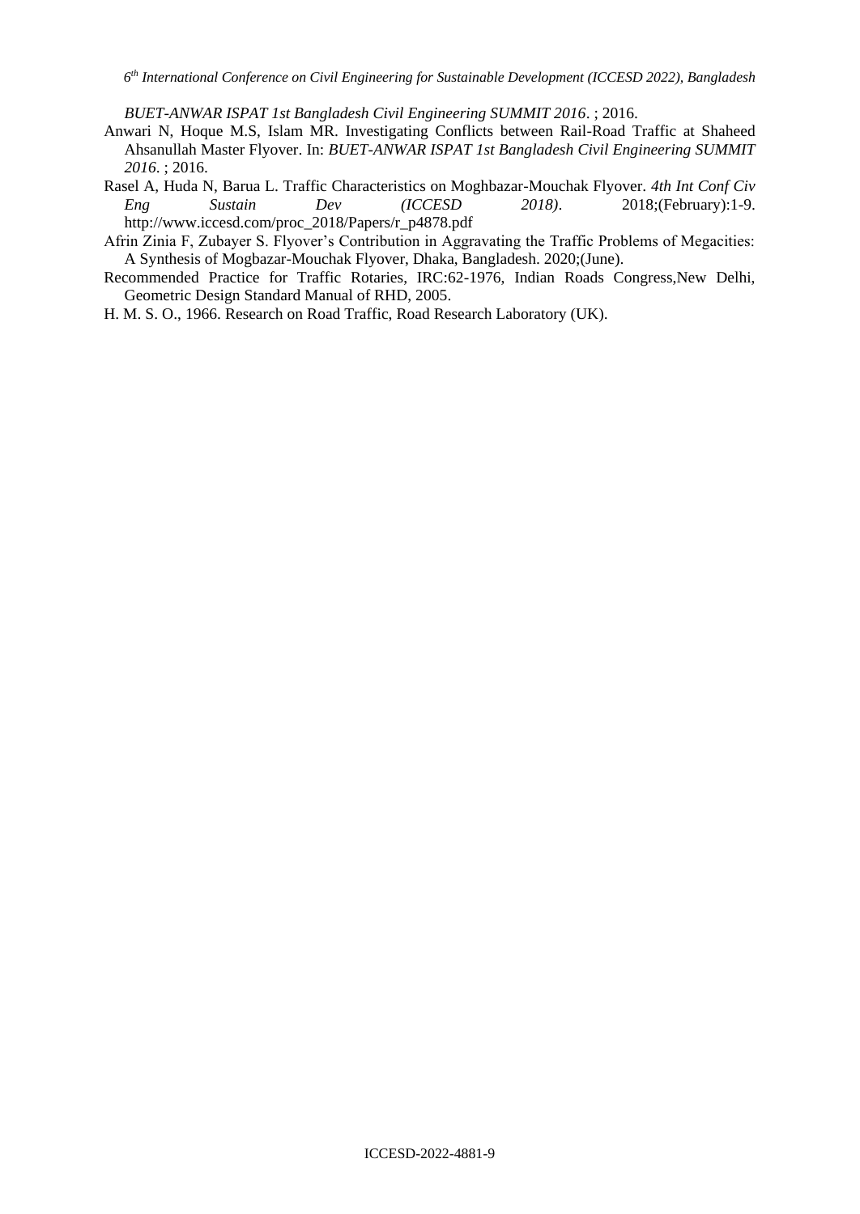*BUET-ANWAR ISPAT 1st Bangladesh Civil Engineering SUMMIT 2016*. ; 2016.

Anwari N, Hoque M.S, Islam MR. Investigating Conflicts between Rail-Road Traffic at Shaheed Ahsanullah Master Flyover. In: *BUET-ANWAR ISPAT 1st Bangladesh Civil Engineering SUMMIT 2016*. ; 2016.

Rasel A, Huda N, Barua L. Traffic Characteristics on Moghbazar-Mouchak Flyover. *4th Int Conf Civ Eng Sustain Dev (ICCESD 2018)*. 2018;(February):1-9. http://www.iccesd.com/proc_2018/Papers/r_p4878.pdf

Afrin Zinia F, Zubayer S. Flyover's Contribution in Aggravating the Traffic Problems of Megacities: A Synthesis of Mogbazar-Mouchak Flyover, Dhaka, Bangladesh. 2020;(June).

Recommended Practice for Traffic Rotaries, IRC:62-1976, Indian Roads Congress,New Delhi, Geometric Design Standard Manual of RHD, 2005.

H. M. S. O., 1966. Research on Road Traffic, Road Research Laboratory (UK).